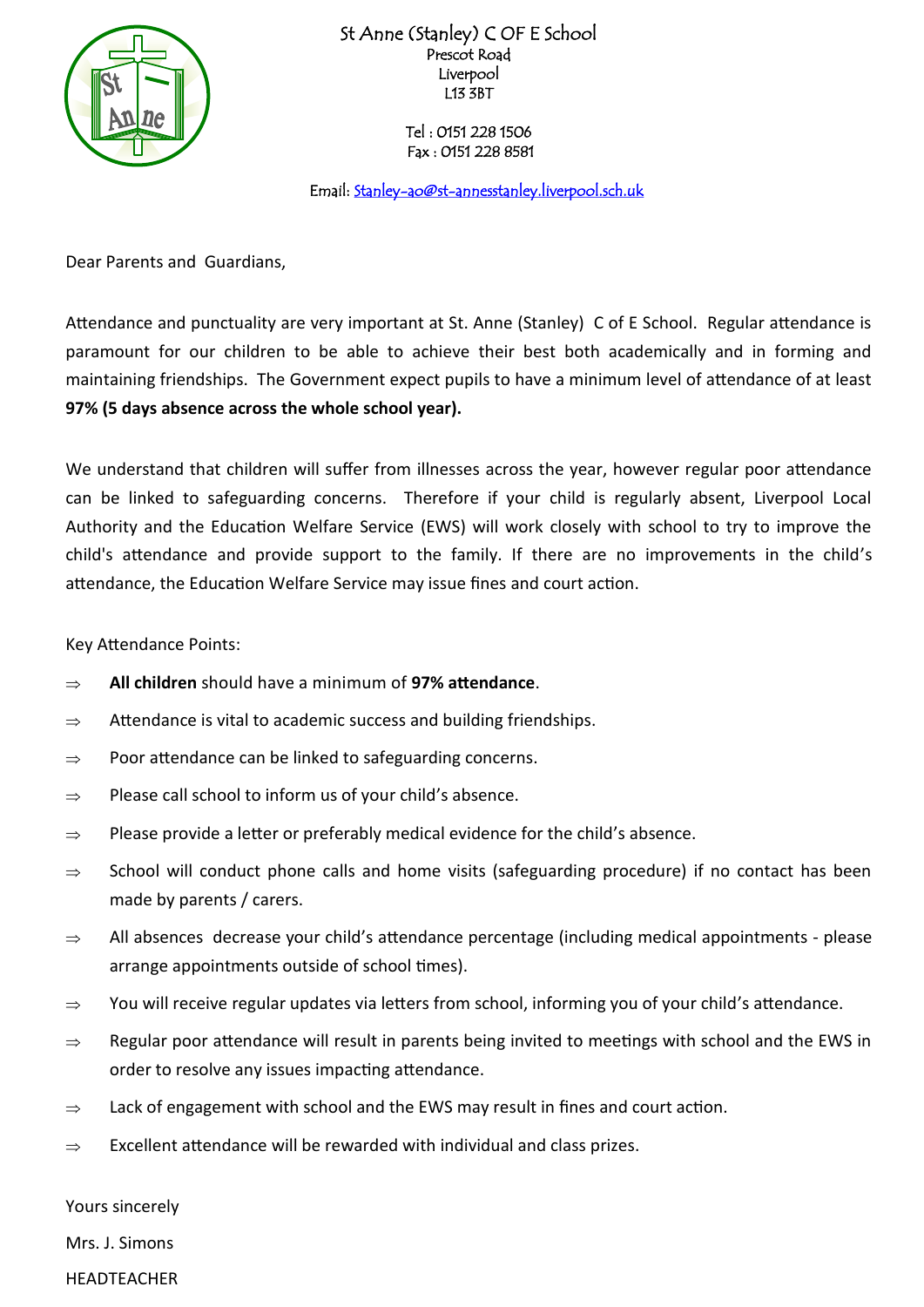St Anne (Stanley) C OF E School
Prescot Road
Liverpool
L13 3BT

Tel : 0151 228 1506
Fax : 0151 228 8581

Email: Stanley-ao@st-annesstanley.liverpool.sch.uk

Dear Parents and Guardians,

Attendance and punctuality are very important at St. Anne (Stanley) C of E School. Regular attendance is paramount for our children to be able to achieve their best both academically and in forming and maintaining friendships. The Government expect pupils to have a minimum level of attendance of at least **97% (5 days absence across the whole school year).**

We understand that children will suffer from illnesses across the year, however regular poor attendance can be linked to safeguarding concerns. Therefore if your child is regularly absent, Liverpool Local Authority and the Education Welfare Service (EWS) will work closely with school to try to improve the child's attendance and provide support to the family. If there are no improvements in the child's attendance, the Education Welfare Service may issue fines and court action.

Key Attendance Points:

- ⇒ **All children** should have a minimum of **97% attendance**.
- ⇒ Attendance is vital to academic success and building friendships.
- ⇒ Poor attendance can be linked to safeguarding concerns.
- ⇒ Please call school to inform us of your child's absence.
- ⇒ Please provide a letter or preferably medical evidence for the child's absence.
- ⇒ School will conduct phone calls and home visits (safeguarding procedure) if no contact has been made by parents / carers.
- ⇒ All absences decrease your child's attendance percentage (including medical appointments - please arrange appointments outside of school times).
- ⇒ You will receive regular updates via letters from school, informing you of your child's attendance.
- ⇒ Regular poor attendance will result in parents being invited to meetings with school and the EWS in order to resolve any issues impacting attendance.
- ⇒ Lack of engagement with school and the EWS may result in fines and court action.
- ⇒ Excellent attendance will be rewarded with individual and class prizes.

Yours sincerely

Mrs. J. Simons

HEADTEACHER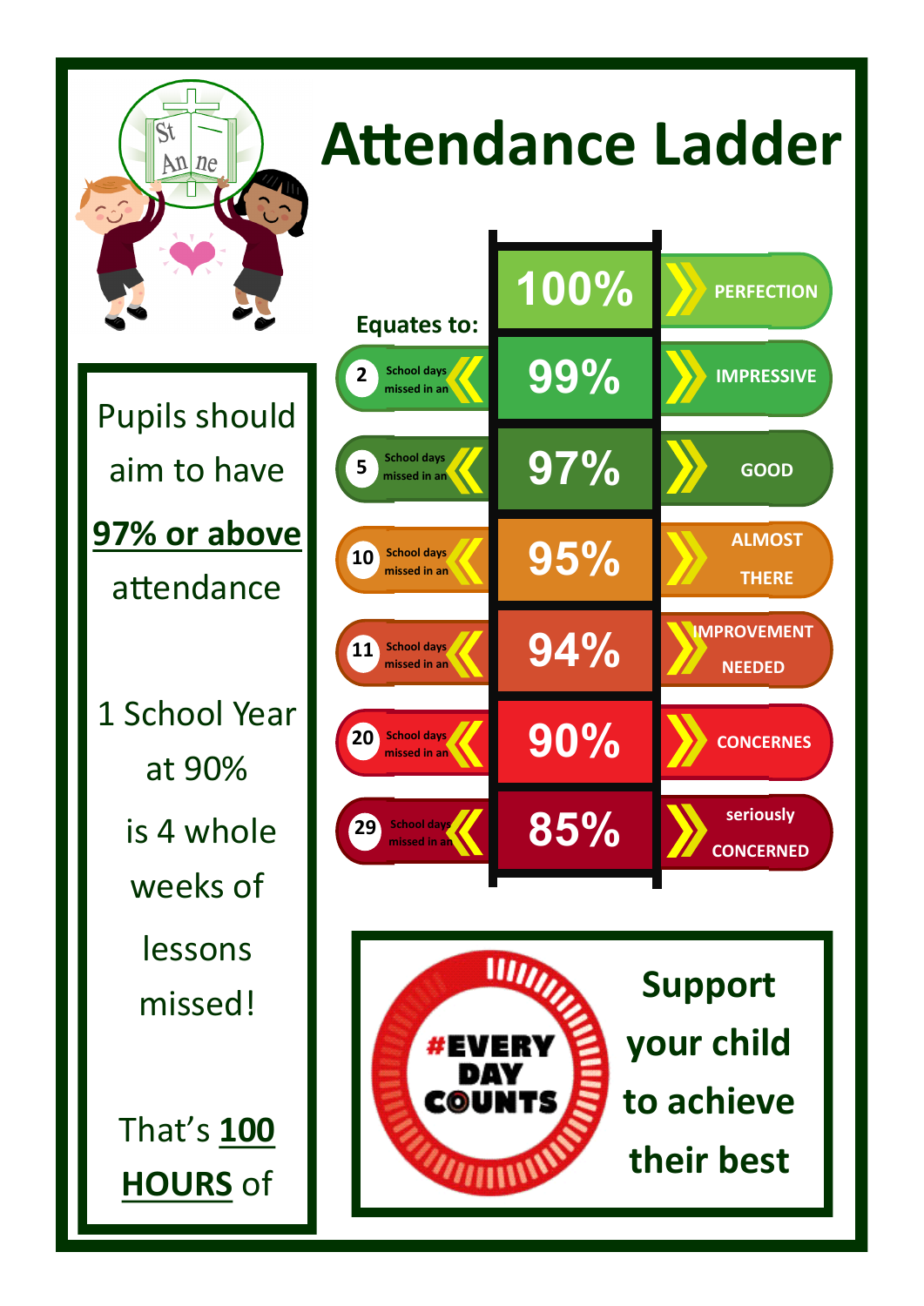# Attendance Ladder

Equates to:

| Days missed | Attendance | Rating |
|---|---|---|
| | 100% | PERFECTION |
| 2 School days missed in an | 99% | IMPRESSIVE |
| 5 School days missed in an | 97% | GOOD |
| 10 School days missed in an | 95% | ALMOST THERE |
| 11 School days missed in an | 94% | IMPROVEMENT NEEDED |
| 20 School days missed in an | 90% | CONCERNES |
| 29 School days missed in an | 85% | seriously CONCERNED |

Pupils should aim to have **97% or above** attendance

1 School Year at 90% is 4 whole weeks of lessons missed!

That's **100 HOURS** of

#EVERY DAY COUNTS

**Support your child to achieve their best**